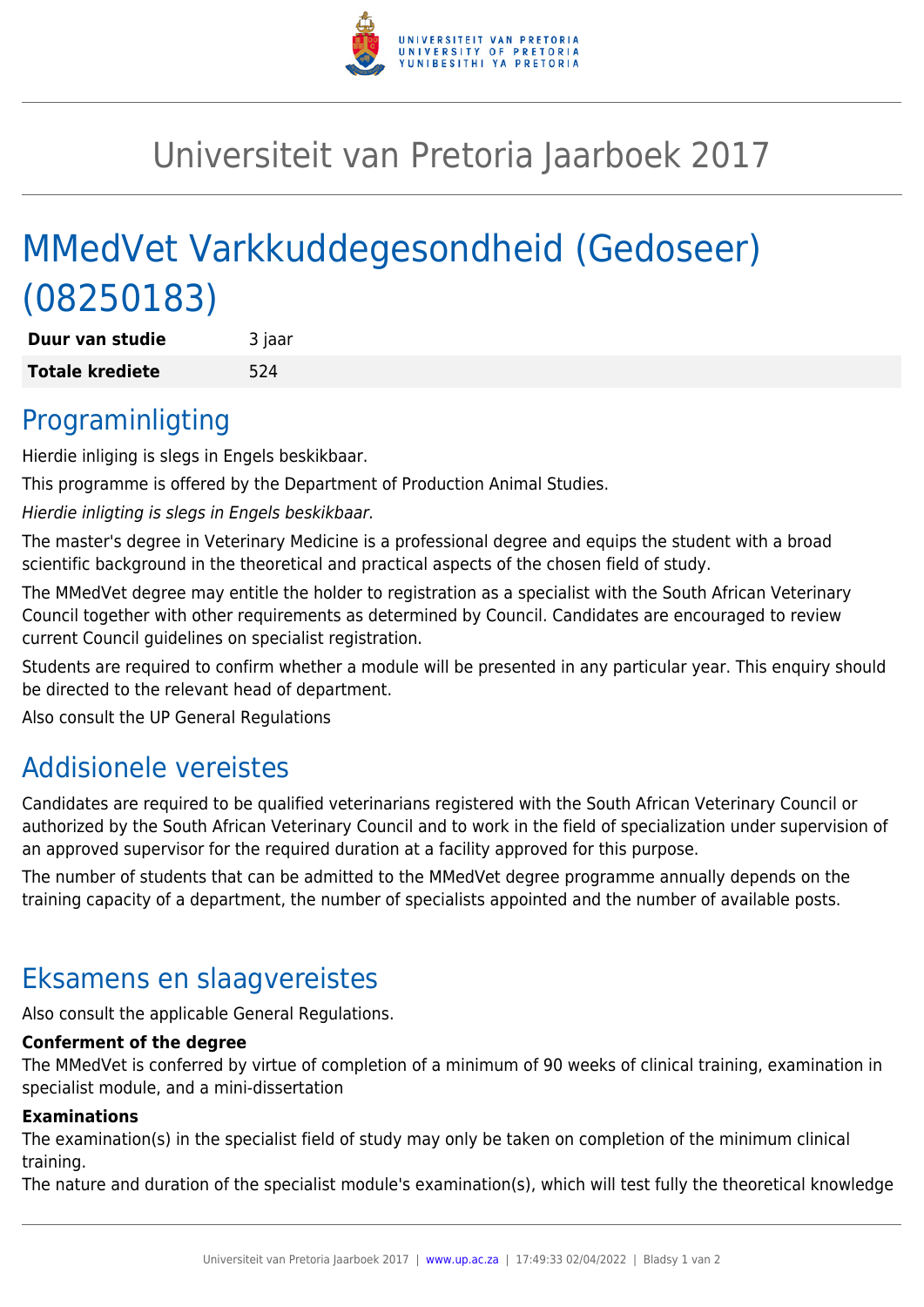# Universiteit van Pretoria Jaarboek 2017

# MMedVet Varkkuddegesondheid (Gedoseer) (08250183)

| **Duur van studie** | 3 jaar |
| --- | --- |
| **Totale krediete** | 524 |

## Programinligting

Hierdie inligting is slegs in Engels beskikbaar.

This programme is offered by the Department of Production Animal Studies.

*Hierdie inligting is slegs in Engels beskikbaar.*

The master's degree in Veterinary Medicine is a professional degree and equips the student with a broad scientific background in the theoretical and practical aspects of the chosen field of study.

The MMedVet degree may entitle the holder to registration as a specialist with the South African Veterinary Council together with other requirements as determined by Council. Candidates are encouraged to review current Council guidelines on specialist registration.

Students are required to confirm whether a module will be presented in any particular year. This enquiry should be directed to the relevant head of department.

Also consult the UP General Regulations

## Addisionele vereistes

Candidates are required to be qualified veterinarians registered with the South African Veterinary Council or authorized by the South African Veterinary Council and to work in the field of specialization under supervision of an approved supervisor for the required duration at a facility approved for this purpose.

The number of students that can be admitted to the MMedVet degree programme annually depends on the training capacity of a department, the number of specialists appointed and the number of available posts.

## Eksamens en slaagvereistes

Also consult the applicable General Regulations.

**Conferment of the degree**

The MMedVet is conferred by virtue of completion of a minimum of 90 weeks of clinical training, examination in specialist module, and a mini-dissertation

**Examinations**

The examination(s) in the specialist field of study may only be taken on completion of the minimum clinical training.

The nature and duration of the specialist module's examination(s), which will test fully the theoretical knowledge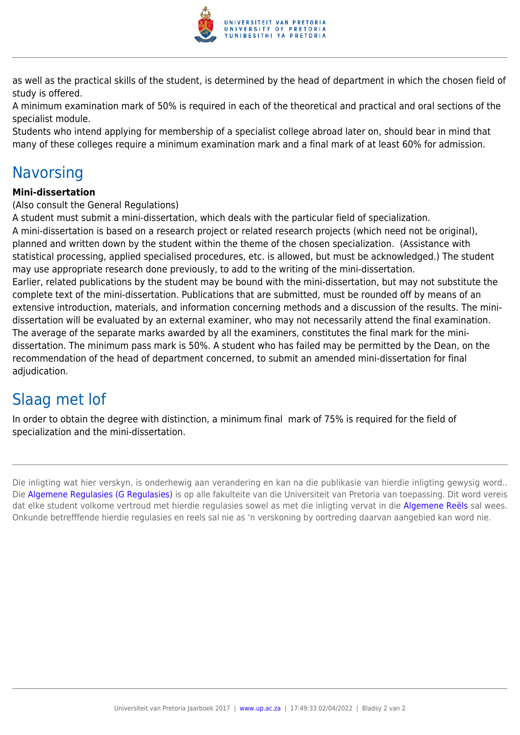as well as the practical skills of the student, is determined by the head of department in which the chosen field of study is offered.
A minimum examination mark of 50% is required in each of the theoretical and practical and oral sections of the specialist module.
Students who intend applying for membership of a specialist college abroad later on, should bear in mind that many of these colleges require a minimum examination mark and a final mark of at least 60% for admission.

## Navorsing

**Mini-dissertation**

(Also consult the General Regulations)
A student must submit a mini-dissertation, which deals with the particular field of specialization.
A mini-dissertation is based on a research project or related research projects (which need not be original), planned and written down by the student within the theme of the chosen specialization. (Assistance with statistical processing, applied specialised procedures, etc. is allowed, but must be acknowledged.) The student may use appropriate research done previously, to add to the writing of the mini-dissertation.
Earlier, related publications by the student may be bound with the mini-dissertation, but may not substitute the complete text of the mini-dissertation. Publications that are submitted, must be rounded off by means of an extensive introduction, materials, and information concerning methods and a discussion of the results. The mini-dissertation will be evaluated by an external examiner, who may not necessarily attend the final examination. The average of the separate marks awarded by all the examiners, constitutes the final mark for the mini-dissertation. The minimum pass mark is 50%. A student who has failed may be permitted by the Dean, on the recommendation of the head of department concerned, to submit an amended mini-dissertation for final adjudication.

## Slaag met lof

In order to obtain the degree with distinction, a minimum final mark of 75% is required for the field of specialization and the mini-dissertation.

---

Die inligting wat hier verskyn, is onderhewig aan verandering en kan na die publikasie van hierdie inligting gewysig word.. Die Algemene Regulasies (G Regulasies) is op alle fakulteite van die Universiteit van Pretoria van toepassing. Dit word vereis dat elke student volkome vertroud met hierdie regulasies sowel as met die inligting vervat in die Algemene Reëls sal wees. Onkunde betrefffende hierdie regulasies en reels sal nie as 'n verskoning by oortreding daarvan aangebied kan word nie.